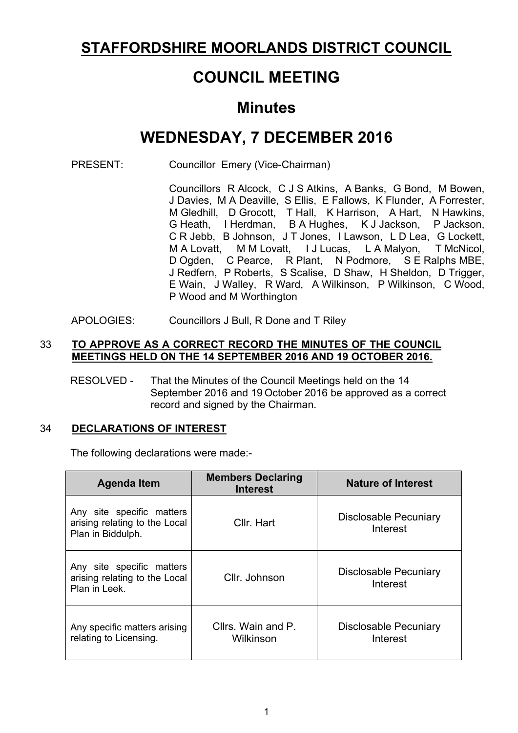# STAFFORDSHIRE MOORLANDS DISTRICT COUNCIL

# COUNCIL MEETING

## Minutes

## WEDNESDAY, 7 DECEMBER 2016

PRESENT: Councillor Emery (Vice-Chairman)

Councillors R Alcock, C J S Atkins, A Banks, G Bond, M Bowen, J Davies, M A Deaville, S Ellis, E Fallows, K Flunder, A Forrester, M Gledhill, D Grocott, T Hall, K Harrison, A Hart, N Hawkins, G Heath, I Herdman, B A Hughes, K J Jackson, P Jackson, C R Jebb, B Johnson, J T Jones, I Lawson, L D Lea, G Lockett, M A Lovatt, M M Lovatt, I J Lucas, L A Malyon, T McNicol, D Ogden, C Pearce, R Plant, N Podmore, S E Ralphs MBE, J Redfern, P Roberts, S Scalise, D Shaw, H Sheldon, D Trigger, E Wain, J Walley, R Ward, A Wilkinson, P Wilkinson, C Wood, P Wood and M Worthington

APOLOGIES: Councillors J Bull, R Done and T Riley

### 33 TO APPROVE AS A CORRECT RECORD THE MINUTES OF THE COUNCIL MEETINGS HELD ON THE 14 SEPTEMBER 2016 AND 19 OCTOBER 2016.

RESOLVED - That the Minutes of the Council Meetings held on the 14 September 2016 and 19 October 2016 be approved as a correct record and signed by the Chairman.

### 34 DECLARATIONS OF INTEREST

The following declarations were made:-

| Agenda Item | Members Declaring Interest | Nature of Interest |
|---|---|---|
| Any site specific matters arising relating to the Local Plan in Biddulph. | Cllr. Hart | Disclosable Pecuniary Interest |
| Any site specific matters arising relating to the Local Plan in Leek. | Cllr. Johnson | Disclosable Pecuniary Interest |
| Any specific matters arising relating to Licensing. | Cllrs. Wain and P. Wilkinson | Disclosable Pecuniary Interest |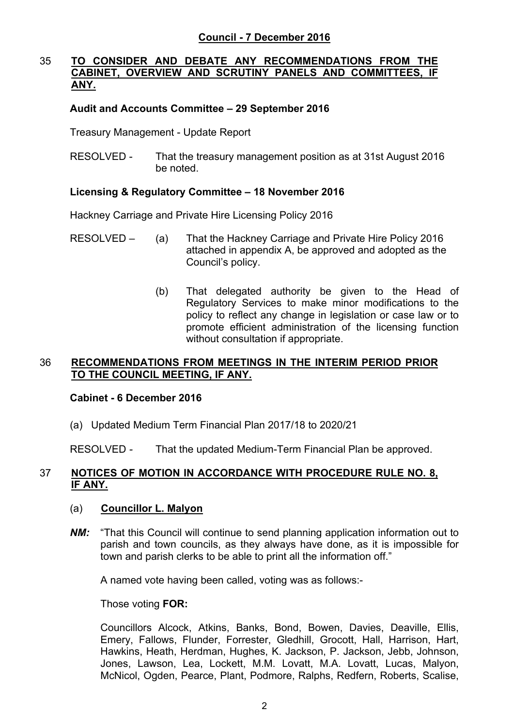## Council - 7 December 2016

### 35 TO CONSIDER AND DEBATE ANY RECOMMENDATIONS FROM THE CABINET, OVERVIEW AND SCRUTINY PANELS AND COMMITTEES, IF ANY.

**Audit and Accounts Committee – 29 September 2016**

Treasury Management - Update Report

RESOLVED - That the treasury management position as at 31st August 2016 be noted.

**Licensing & Regulatory Committee – 18 November 2016**

Hackney Carriage and Private Hire Licensing Policy 2016

RESOLVED –

(a) That the Hackney Carriage and Private Hire Policy 2016 attached in appendix A, be approved and adopted as the Council's policy.

(b) That delegated authority be given to the Head of Regulatory Services to make minor modifications to the policy to reflect any change in legislation or case law or to promote efficient administration of the licensing function without consultation if appropriate.

### 36 RECOMMENDATIONS FROM MEETINGS IN THE INTERIM PERIOD PRIOR TO THE COUNCIL MEETING, IF ANY.

**Cabinet - 6 December 2016**

(a) Updated Medium Term Financial Plan 2017/18 to 2020/21

RESOLVED - That the updated Medium-Term Financial Plan be approved.

### 37 NOTICES OF MOTION IN ACCORDANCE WITH PROCEDURE RULE NO. 8, IF ANY.

(a) **Councillor L. Malyon**

***NM:*** "That this Council will continue to send planning application information out to parish and town councils, as they always have done, as it is impossible for town and parish clerks to be able to print all the information off."

A named vote having been called, voting was as follows:-

Those voting **FOR:**

Councillors Alcock, Atkins, Banks, Bond, Bowen, Davies, Deaville, Ellis, Emery, Fallows, Flunder, Forrester, Gledhill, Grocott, Hall, Harrison, Hart, Hawkins, Heath, Herdman, Hughes, K. Jackson, P. Jackson, Jebb, Johnson, Jones, Lawson, Lea, Lockett, M.M. Lovatt, M.A. Lovatt, Lucas, Malyon, McNicol, Ogden, Pearce, Plant, Podmore, Ralphs, Redfern, Roberts, Scalise,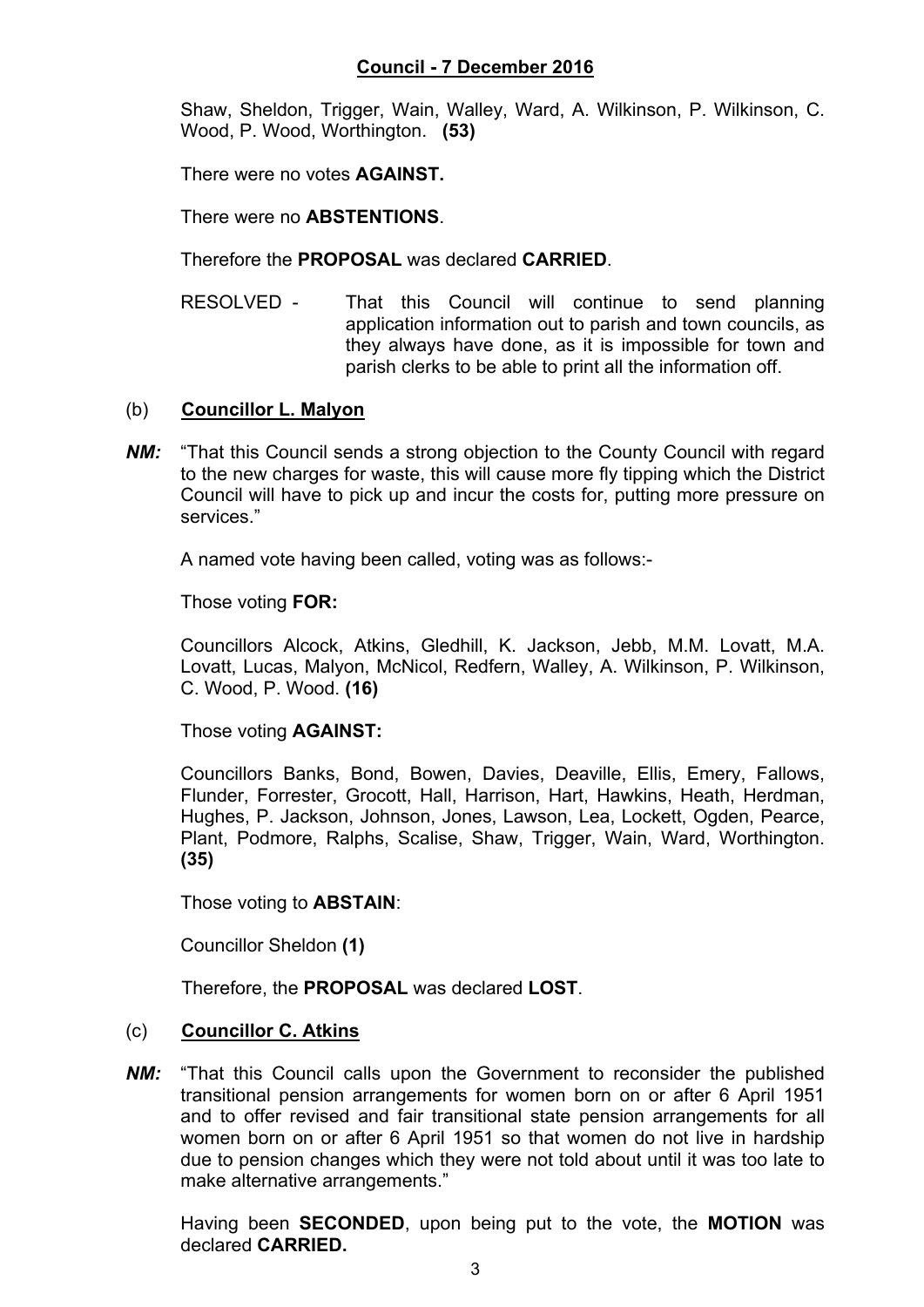Shaw, Sheldon, Trigger, Wain, Walley, Ward, A. Wilkinson, P. Wilkinson, C. Wood, P. Wood, Worthington. **(53)**

There were no votes **AGAINST.**

There were no **ABSTENTIONS**.

Therefore the **PROPOSAL** was declared **CARRIED**.

RESOLVED - That this Council will continue to send planning application information out to parish and town councils, as they always have done, as it is impossible for town and parish clerks to be able to print all the information off.

(b) **Councillor L. Malyon**

***NM:*** "That this Council sends a strong objection to the County Council with regard to the new charges for waste, this will cause more fly tipping which the District Council will have to pick up and incur the costs for, putting more pressure on services."

A named vote having been called, voting was as follows:-

Those voting **FOR:**

Councillors Alcock, Atkins, Gledhill, K. Jackson, Jebb, M.M. Lovatt, M.A. Lovatt, Lucas, Malyon, McNicol, Redfern, Walley, A. Wilkinson, P. Wilkinson, C. Wood, P. Wood. **(16)**

Those voting **AGAINST:**

Councillors Banks, Bond, Bowen, Davies, Deaville, Ellis, Emery, Fallows, Flunder, Forrester, Grocott, Hall, Harrison, Hart, Hawkins, Heath, Herdman, Hughes, P. Jackson, Johnson, Jones, Lawson, Lea, Lockett, Ogden, Pearce, Plant, Podmore, Ralphs, Scalise, Shaw, Trigger, Wain, Ward, Worthington. **(35)**

Those voting to **ABSTAIN**:

Councillor Sheldon **(1)**

Therefore, the **PROPOSAL** was declared **LOST**.

(c) **Councillor C. Atkins**

***NM:*** "That this Council calls upon the Government to reconsider the published transitional pension arrangements for women born on or after 6 April 1951 and to offer revised and fair transitional state pension arrangements for all women born on or after 6 April 1951 so that women do not live in hardship due to pension changes which they were not told about until it was too late to make alternative arrangements."

Having been **SECONDED**, upon being put to the vote, the **MOTION** was declared **CARRIED.**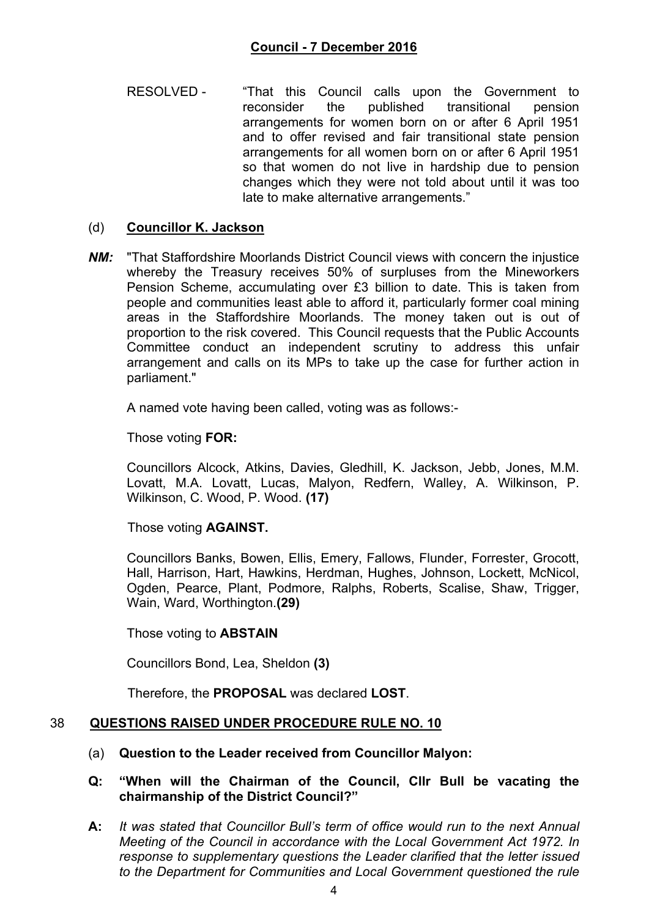RESOLVED - "That this Council calls upon the Government to reconsider the published transitional pension arrangements for women born on or after 6 April 1951 and to offer revised and fair transitional state pension arrangements for all women born on or after 6 April 1951 so that women do not live in hardship due to pension changes which they were not told about until it was too late to make alternative arrangements."

(d) **Councillor K. Jackson**

***NM:*** "That Staffordshire Moorlands District Council views with concern the injustice whereby the Treasury receives 50% of surpluses from the Mineworkers Pension Scheme, accumulating over £3 billion to date. This is taken from people and communities least able to afford it, particularly former coal mining areas in the Staffordshire Moorlands. The money taken out is out of proportion to the risk covered. This Council requests that the Public Accounts Committee conduct an independent scrutiny to address this unfair arrangement and calls on its MPs to take up the case for further action in parliament."

A named vote having been called, voting was as follows:-

Those voting **FOR:**

Councillors Alcock, Atkins, Davies, Gledhill, K. Jackson, Jebb, Jones, M.M. Lovatt, M.A. Lovatt, Lucas, Malyon, Redfern, Walley, A. Wilkinson, P. Wilkinson, C. Wood, P. Wood. **(17)**

Those voting **AGAINST.**

Councillors Banks, Bowen, Ellis, Emery, Fallows, Flunder, Forrester, Grocott, Hall, Harrison, Hart, Hawkins, Herdman, Hughes, Johnson, Lockett, McNicol, Ogden, Pearce, Plant, Podmore, Ralphs, Roberts, Scalise, Shaw, Trigger, Wain, Ward, Worthington.**(29)**

Those voting to **ABSTAIN**

Councillors Bond, Lea, Sheldon **(3)**

Therefore, the **PROPOSAL** was declared **LOST**.

## 38 QUESTIONS RAISED UNDER PROCEDURE RULE NO. 10

(a) **Question to the Leader received from Councillor Malyon:**

**Q: "When will the Chairman of the Council, Cllr Bull be vacating the chairmanship of the District Council?"**

**A:** *It was stated that Councillor Bull's term of office would run to the next Annual Meeting of the Council in accordance with the Local Government Act 1972. In response to supplementary questions the Leader clarified that the letter issued to the Department for Communities and Local Government questioned the rule*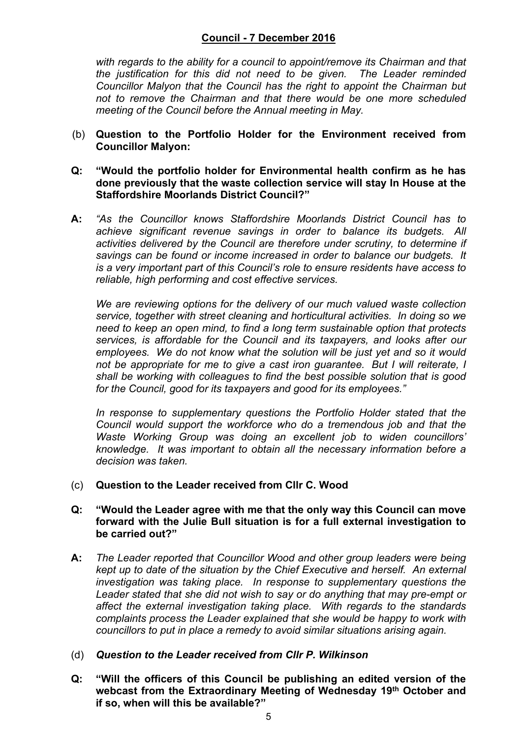*with regards to the ability for a council to appoint/remove its Chairman and that the justification for this did not need to be given. The Leader reminded Councillor Malyon that the Council has the right to appoint the Chairman but not to remove the Chairman and that there would be one more scheduled meeting of the Council before the Annual meeting in May.*

(b) **Question to the Portfolio Holder for the Environment received from Councillor Malyon:**

**Q: "Would the portfolio holder for Environmental health confirm as he has done previously that the waste collection service will stay In House at the Staffordshire Moorlands District Council?"**

**A:** *"As the Councillor knows Staffordshire Moorlands District Council has to achieve significant revenue savings in order to balance its budgets. All activities delivered by the Council are therefore under scrutiny, to determine if savings can be found or income increased in order to balance our budgets. It is a very important part of this Council's role to ensure residents have access to reliable, high performing and cost effective services.*

*We are reviewing options for the delivery of our much valued waste collection service, together with street cleaning and horticultural activities. In doing so we need to keep an open mind, to find a long term sustainable option that protects services, is affordable for the Council and its taxpayers, and looks after our employees. We do not know what the solution will be just yet and so it would not be appropriate for me to give a cast iron guarantee. But I will reiterate, I shall be working with colleagues to find the best possible solution that is good for the Council, good for its taxpayers and good for its employees."*

*In response to supplementary questions the Portfolio Holder stated that the Council would support the workforce who do a tremendous job and that the Waste Working Group was doing an excellent job to widen councillors' knowledge. It was important to obtain all the necessary information before a decision was taken.*

(c) **Question to the Leader received from Cllr C. Wood**

**Q: "Would the Leader agree with me that the only way this Council can move forward with the Julie Bull situation is for a full external investigation to be carried out?"**

**A:** *The Leader reported that Councillor Wood and other group leaders were being kept up to date of the situation by the Chief Executive and herself. An external investigation was taking place. In response to supplementary questions the Leader stated that she did not wish to say or do anything that may pre-empt or affect the external investigation taking place. With regards to the standards complaints process the Leader explained that she would be happy to work with councillors to put in place a remedy to avoid similar situations arising again.*

(d) ***Question to the Leader received from Cllr P. Wilkinson***

**Q: "Will the officers of this Council be publishing an edited version of the webcast from the Extraordinary Meeting of Wednesday 19th October and if so, when will this be available?"**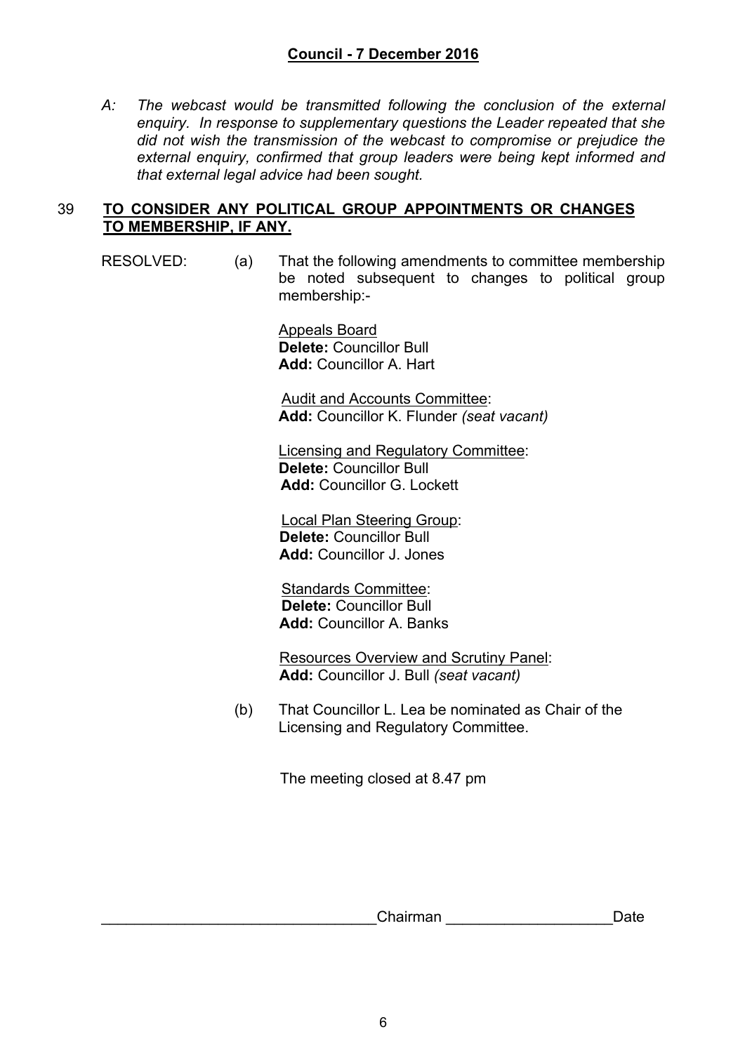*A: The webcast would be transmitted following the conclusion of the external enquiry. In response to supplementary questions the Leader repeated that she did not wish the transmission of the webcast to compromise or prejudice the external enquiry, confirmed that group leaders were being kept informed and that external legal advice had been sought.*

## 39 TO CONSIDER ANY POLITICAL GROUP APPOINTMENTS OR CHANGES TO MEMBERSHIP, IF ANY.

RESOLVED:

(a) That the following amendments to committee membership be noted subsequent to changes to political group membership:-

Appeals Board
**Delete:** Councillor Bull
**Add:** Councillor A. Hart

Audit and Accounts Committee:
**Add:** Councillor K. Flunder *(seat vacant)*

Licensing and Regulatory Committee:
**Delete:** Councillor Bull
**Add:** Councillor G. Lockett

Local Plan Steering Group:
**Delete:** Councillor Bull
**Add:** Councillor J. Jones

Standards Committee:
**Delete:** Councillor Bull
**Add:** Councillor A. Banks

Resources Overview and Scrutiny Panel:
**Add:** Councillor J. Bull *(seat vacant)*

(b) That Councillor L. Lea be nominated as Chair of the Licensing and Regulatory Committee.

The meeting closed at 8.47 pm

\_\_\_\_\_\_\_\_\_\_\_\_\_\_\_\_\_\_\_\_\_\_\_\_\_\_\_\_\_\_\_\_ Chairman \_\_\_\_\_\_\_\_\_\_\_\_\_\_\_\_\_\_\_\_ Date